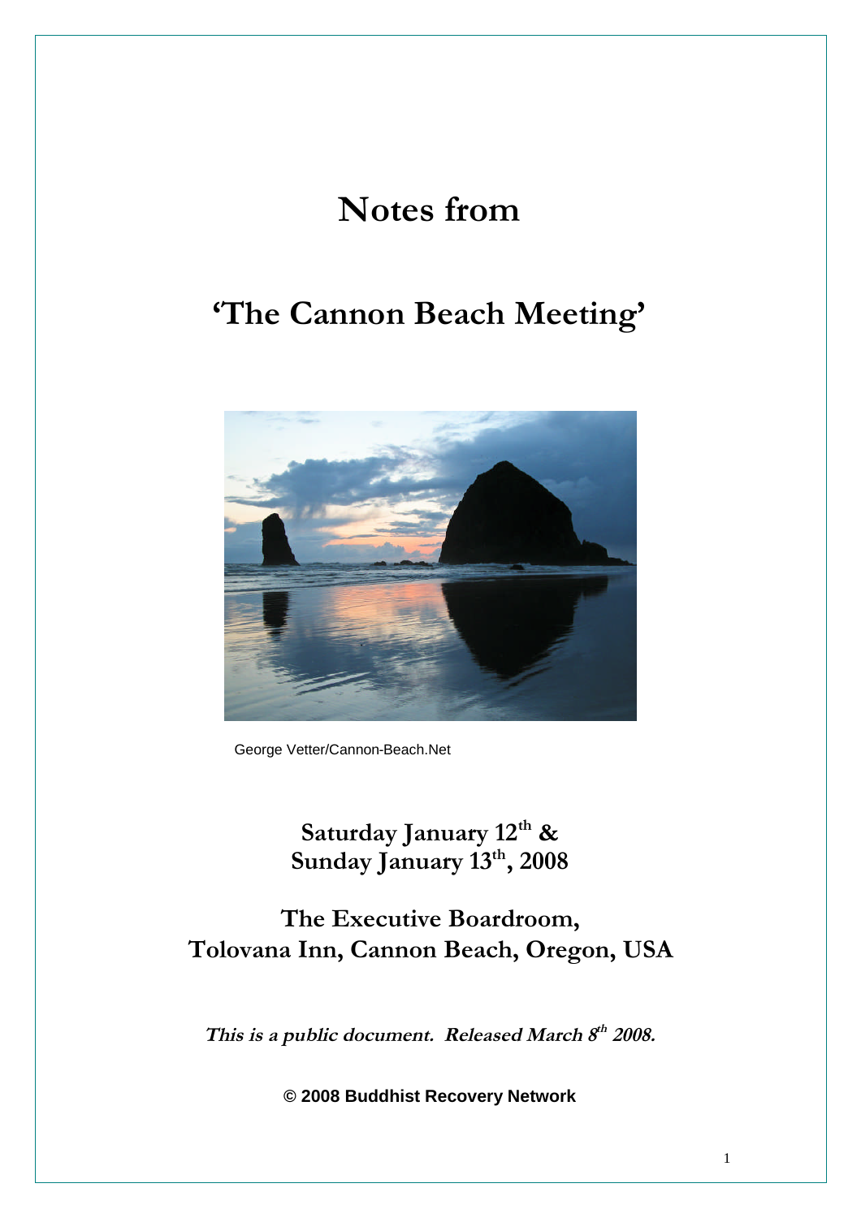# Notes from

# 'The Cannon Beach Meeting'

George Vetter/Cannon-Beach.Net

**Saturday January 12th &**
**Sunday January 13th, 2008**

**The Executive Boardroom,**
**Tolovana Inn, Cannon Beach, Oregon, USA**

***This is a public document. Released March 8th 2008.***

**© 2008 Buddhist Recovery Network**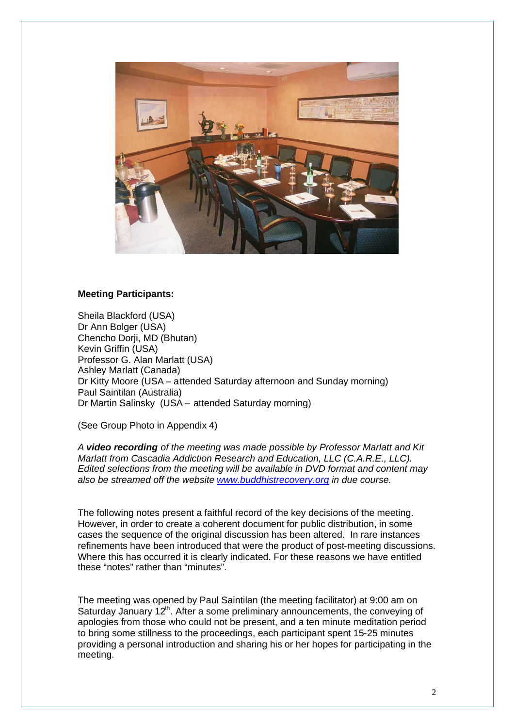**Meeting Participants:**

Sheila Blackford (USA)
Dr Ann Bolger (USA)
Chencho Dorji, MD (Bhutan)
Kevin Griffin (USA)
Professor G. Alan Marlatt (USA)
Ashley Marlatt (Canada)
Dr Kitty Moore (USA – attended Saturday afternoon and Sunday morning)
Paul Saintilan (Australia)
Dr Martin Salinsky (USA – attended Saturday morning)

(See Group Photo in Appendix 4)

*A **video recording** of the meeting was made possible by Professor Marlatt and Kit Marlatt from Cascadia Addiction Research and Education, LLC (C.A.R.E., LLC). Edited selections from the meeting will be available in DVD format and content may also be streamed off the website [www.buddhistrecovery.org](www.buddhistrecovery.org) in due course.*

The following notes present a faithful record of the key decisions of the meeting. However, in order to create a coherent document for public distribution, in some cases the sequence of the original discussion has been altered. In rare instances refinements have been introduced that were the product of post-meeting discussions. Where this has occurred it is clearly indicated. For these reasons we have entitled these "notes" rather than "minutes".

The meeting was opened by Paul Saintilan (the meeting facilitator) at 9:00 am on Saturday January 12th. After a some preliminary announcements, the conveying of apologies from those who could not be present, and a ten minute meditation period to bring some stillness to the proceedings, each participant spent 15-25 minutes providing a personal introduction and sharing his or her hopes for participating in the meeting.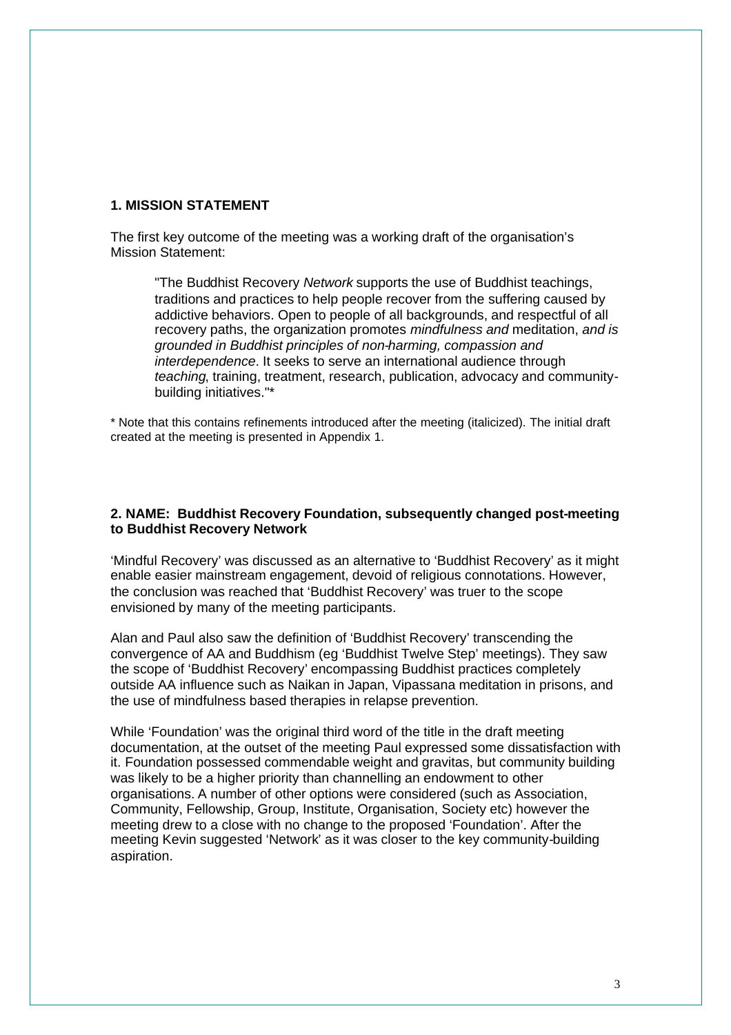### 1. MISSION STATEMENT

The first key outcome of the meeting was a working draft of the organisation's Mission Statement:

> "The Buddhist Recovery *Network* supports the use of Buddhist teachings, traditions and practices to help people recover from the suffering caused by addictive behaviors. Open to people of all backgrounds, and respectful of all recovery paths, the organization promotes *mindfulness and* meditation, *and is grounded in Buddhist principles of non-harming, compassion and interdependence*. It seeks to serve an international audience through *teaching*, training, treatment, research, publication, advocacy and community-building initiatives."*

\* Note that this contains refinements introduced after the meeting (italicized). The initial draft created at the meeting is presented in Appendix 1.

### 2. NAME: Buddhist Recovery Foundation, subsequently changed post-meeting to Buddhist Recovery Network

'Mindful Recovery' was discussed as an alternative to 'Buddhist Recovery' as it might enable easier mainstream engagement, devoid of religious connotations. However, the conclusion was reached that 'Buddhist Recovery' was truer to the scope envisioned by many of the meeting participants.

Alan and Paul also saw the definition of 'Buddhist Recovery' transcending the convergence of AA and Buddhism (eg 'Buddhist Twelve Step' meetings). They saw the scope of 'Buddhist Recovery' encompassing Buddhist practices completely outside AA influence such as Naikan in Japan, Vipassana meditation in prisons, and the use of mindfulness based therapies in relapse prevention.

While 'Foundation' was the original third word of the title in the draft meeting documentation, at the outset of the meeting Paul expressed some dissatisfaction with it. Foundation possessed commendable weight and gravitas, but community building was likely to be a higher priority than channelling an endowment to other organisations. A number of other options were considered (such as Association, Community, Fellowship, Group, Institute, Organisation, Society etc) however the meeting drew to a close with no change to the proposed 'Foundation'. After the meeting Kevin suggested 'Network' as it was closer to the key community-building aspiration.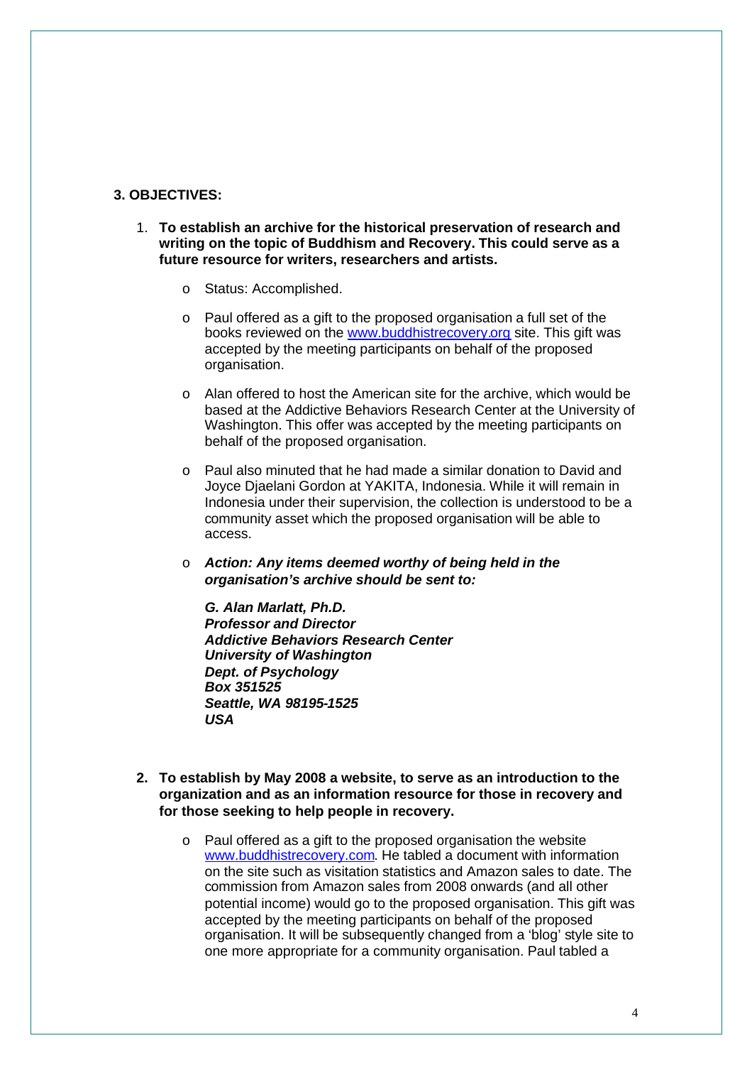## 3. OBJECTIVES:

1. **To establish an archive for the historical preservation of research and writing on the topic of Buddhism and Recovery. This could serve as a future resource for writers, researchers and artists.**

    - Status: Accomplished.

    - Paul offered as a gift to the proposed organisation a full set of the books reviewed on the www.buddhistrecovery.org site. This gift was accepted by the meeting participants on behalf of the proposed organisation.

    - Alan offered to host the American site for the archive, which would be based at the Addictive Behaviors Research Center at the University of Washington. This offer was accepted by the meeting participants on behalf of the proposed organisation.

    - Paul also minuted that he had made a similar donation to David and Joyce Djaelani Gordon at YAKITA, Indonesia. While it will remain in Indonesia under their supervision, the collection is understood to be a community asset which the proposed organisation will be able to access.

    - ***Action: Any items deemed worthy of being held in the organisation's archive should be sent to:***

      ***G. Alan Marlatt, Ph.D.***  
      ***Professor and Director***  
      ***Addictive Behaviors Research Center***  
      ***University of Washington***  
      ***Dept. of Psychology***  
      ***Box 351525***  
      ***Seattle, WA 98195-1525***  
      ***USA***

2. **To establish by May 2008 a website, to serve as an introduction to the organization and as an information resource for those in recovery and for those seeking to help people in recovery.**

    - Paul offered as a gift to the proposed organisation the website www.buddhistrecovery.com. He tabled a document with information on the site such as visitation statistics and Amazon sales to date. The commission from Amazon sales from 2008 onwards (and all other potential income) would go to the proposed organisation. This gift was accepted by the meeting participants on behalf of the proposed organisation. It will be subsequently changed from a 'blog' style site to one more appropriate for a community organisation. Paul tabled a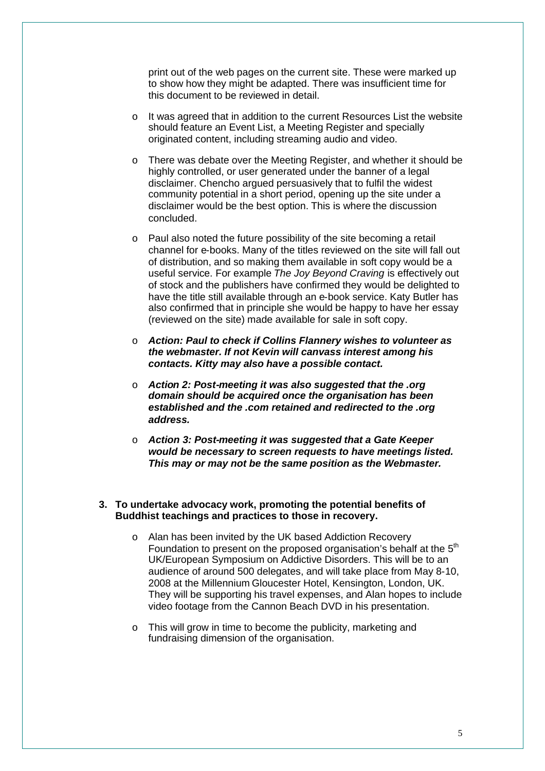print out of the web pages on the current site. These were marked up to show how they might be adapted. There was insufficient time for this document to be reviewed in detail.

- It was agreed that in addition to the current Resources List the website should feature an Event List, a Meeting Register and specially originated content, including streaming audio and video.
- There was debate over the Meeting Register, and whether it should be highly controlled, or user generated under the banner of a legal disclaimer. Chencho argued persuasively that to fulfil the widest community potential in a short period, opening up the site under a disclaimer would be the best option. This is where the discussion concluded.
- Paul also noted the future possibility of the site becoming a retail channel for e-books. Many of the titles reviewed on the site will fall out of distribution, and so making them available in soft copy would be a useful service. For example *The Joy Beyond Craving* is effectively out of stock and the publishers have confirmed they would be delighted to have the title still available through an e-book service. Katy Butler has also confirmed that in principle she would be happy to have her essay (reviewed on the site) made available for sale in soft copy.
- ***Action: Paul to check if Collins Flannery wishes to volunteer as the webmaster. If not Kevin will canvass interest among his contacts. Kitty may also have a possible contact.***
- ***Action 2: Post-meeting it was also suggested that the .org domain should be acquired once the organisation has been established and the .com retained and redirected to the .org address.***
- ***Action 3: Post-meeting it was suggested that a Gate Keeper would be necessary to screen requests to have meetings listed. This may or may not be the same position as the Webmaster.***

**3. To undertake advocacy work, promoting the potential benefits of Buddhist teachings and practices to those in recovery.**

- Alan has been invited by the UK based Addiction Recovery Foundation to present on the proposed organisation's behalf at the 5th UK/European Symposium on Addictive Disorders. This will be to an audience of around 500 delegates, and will take place from May 8-10, 2008 at the Millennium Gloucester Hotel, Kensington, London, UK. They will be supporting his travel expenses, and Alan hopes to include video footage from the Cannon Beach DVD in his presentation.
- This will grow in time to become the publicity, marketing and fundraising dimension of the organisation.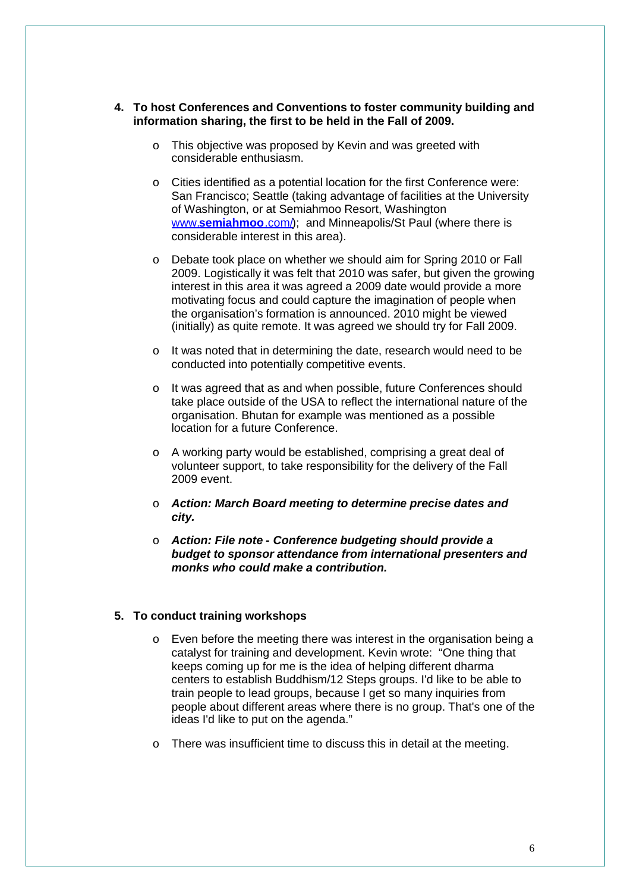4. **To host Conferences and Conventions to foster community building and information sharing, the first to be held in the Fall of 2009.**

   - This objective was proposed by Kevin and was greeted with considerable enthusiasm.
   - Cities identified as a potential location for the first Conference were: San Francisco; Seattle (taking advantage of facilities at the University of Washington, or at Semiahmoo Resort, Washington www.**semiahmoo**.com/); and Minneapolis/St Paul (where there is considerable interest in this area).
   - Debate took place on whether we should aim for Spring 2010 or Fall 2009. Logistically it was felt that 2010 was safer, but given the growing interest in this area it was agreed a 2009 date would provide a more motivating focus and could capture the imagination of people when the organisation's formation is announced. 2010 might be viewed (initially) as quite remote. It was agreed we should try for Fall 2009.
   - It was noted that in determining the date, research would need to be conducted into potentially competitive events.
   - It was agreed that as and when possible, future Conferences should take place outside of the USA to reflect the international nature of the organisation. Bhutan for example was mentioned as a possible location for a future Conference.
   - A working party would be established, comprising a great deal of volunteer support, to take responsibility for the delivery of the Fall 2009 event.
   - ***Action: March Board meeting to determine precise dates and city.***
   - ***Action: File note - Conference budgeting should provide a budget to sponsor attendance from international presenters and monks who could make a contribution.***

5. **To conduct training workshops**

   - Even before the meeting there was interest in the organisation being a catalyst for training and development. Kevin wrote: "One thing that keeps coming up for me is the idea of helping different dharma centers to establish Buddhism/12 Steps groups. I'd like to be able to train people to lead groups, because I get so many inquiries from people about different areas where there is no group. That's one of the ideas I'd like to put on the agenda."
   - There was insufficient time to discuss this in detail at the meeting.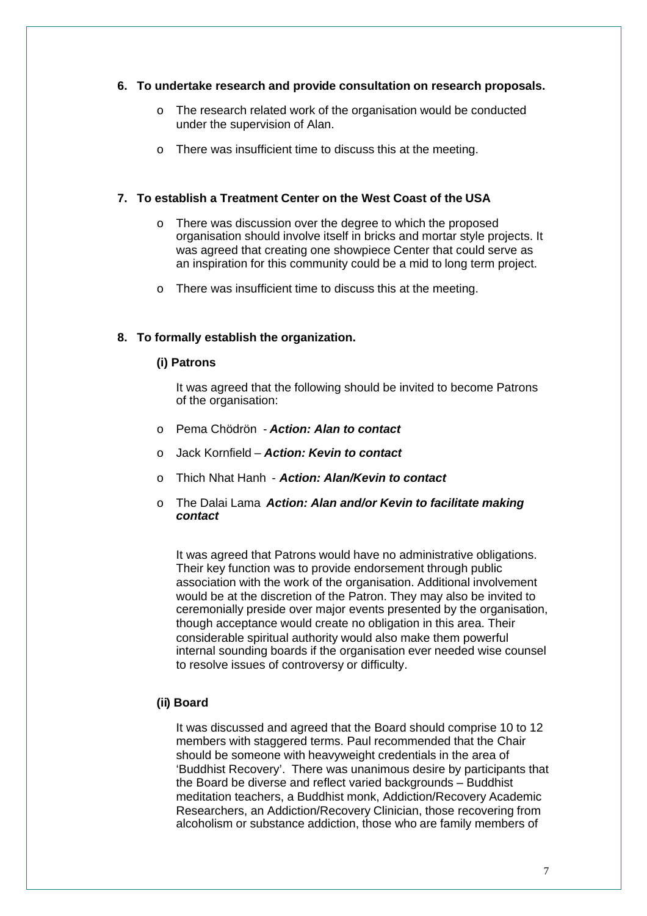## 6. To undertake research and provide consultation on research proposals.

- The research related work of the organisation would be conducted under the supervision of Alan.
- There was insufficient time to discuss this at the meeting.

## 7. To establish a Treatment Center on the West Coast of the USA

- There was discussion over the degree to which the proposed organisation should involve itself in bricks and mortar style projects. It was agreed that creating one showpiece Center that could serve as an inspiration for this community could be a mid to long term project.
- There was insufficient time to discuss this at the meeting.

## 8. To formally establish the organization.

### (i) Patrons

It was agreed that the following should be invited to become Patrons of the organisation:

- Pema Chödrön - ***Action: Alan to contact***
- Jack Kornfield – ***Action: Kevin to contact***
- Thich Nhat Hanh - ***Action: Alan/Kevin to contact***
- The Dalai Lama ***Action: Alan and/or Kevin to facilitate making contact***

It was agreed that Patrons would have no administrative obligations. Their key function was to provide endorsement through public association with the work of the organisation. Additional involvement would be at the discretion of the Patron. They may also be invited to ceremonially preside over major events presented by the organisation, though acceptance would create no obligation in this area. Their considerable spiritual authority would also make them powerful internal sounding boards if the organisation ever needed wise counsel to resolve issues of controversy or difficulty.

### (ii) Board

It was discussed and agreed that the Board should comprise 10 to 12 members with staggered terms. Paul recommended that the Chair should be someone with heavyweight credentials in the area of 'Buddhist Recovery'. There was unanimous desire by participants that the Board be diverse and reflect varied backgrounds – Buddhist meditation teachers, a Buddhist monk, Addiction/Recovery Academic Researchers, an Addiction/Recovery Clinician, those recovering from alcoholism or substance addiction, those who are family members of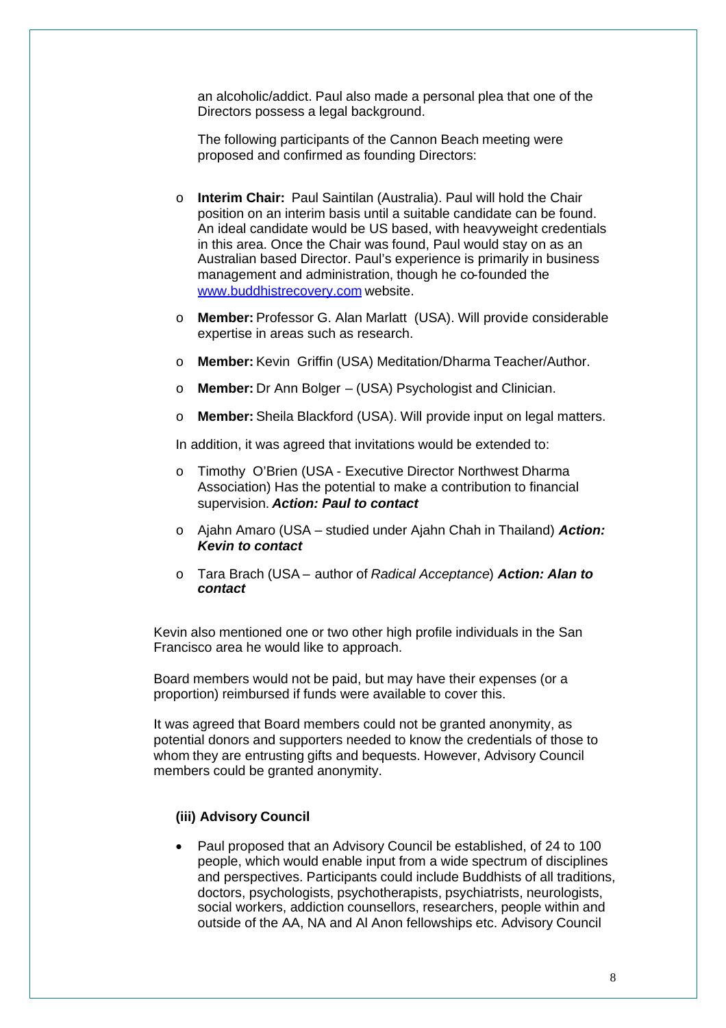an alcoholic/addict. Paul also made a personal plea that one of the Directors possess a legal background.

The following participants of the Cannon Beach meeting were proposed and confirmed as founding Directors:

- **Interim Chair:** Paul Saintilan (Australia). Paul will hold the Chair position on an interim basis until a suitable candidate can be found. An ideal candidate would be US based, with heavyweight credentials in this area. Once the Chair was found, Paul would stay on as an Australian based Director. Paul's experience is primarily in business management and administration, though he co-founded the www.buddhistrecovery.com website.
- **Member:** Professor G. Alan Marlatt (USA). Will provide considerable expertise in areas such as research.
- **Member:** Kevin Griffin (USA) Meditation/Dharma Teacher/Author.
- **Member:** Dr Ann Bolger – (USA) Psychologist and Clinician.
- **Member:** Sheila Blackford (USA). Will provide input on legal matters.

In addition, it was agreed that invitations would be extended to:

- Timothy O'Brien (USA - Executive Director Northwest Dharma Association) Has the potential to make a contribution to financial supervision. ***Action: Paul to contact***
- Ajahn Amaro (USA – studied under Ajahn Chah in Thailand) ***Action: Kevin to contact***
- Tara Brach (USA – author of *Radical Acceptance*) ***Action: Alan to contact***

Kevin also mentioned one or two other high profile individuals in the San Francisco area he would like to approach.

Board members would not be paid, but may have their expenses (or a proportion) reimbursed if funds were available to cover this.

It was agreed that Board members could not be granted anonymity, as potential donors and supporters needed to know the credentials of those to whom they are entrusting gifts and bequests. However, Advisory Council members could be granted anonymity.

### (iii) Advisory Council

- Paul proposed that an Advisory Council be established, of 24 to 100 people, which would enable input from a wide spectrum of disciplines and perspectives. Participants could include Buddhists of all traditions, doctors, psychologists, psychotherapists, psychiatrists, neurologists, social workers, addiction counsellors, researchers, people within and outside of the AA, NA and Al Anon fellowships etc. Advisory Council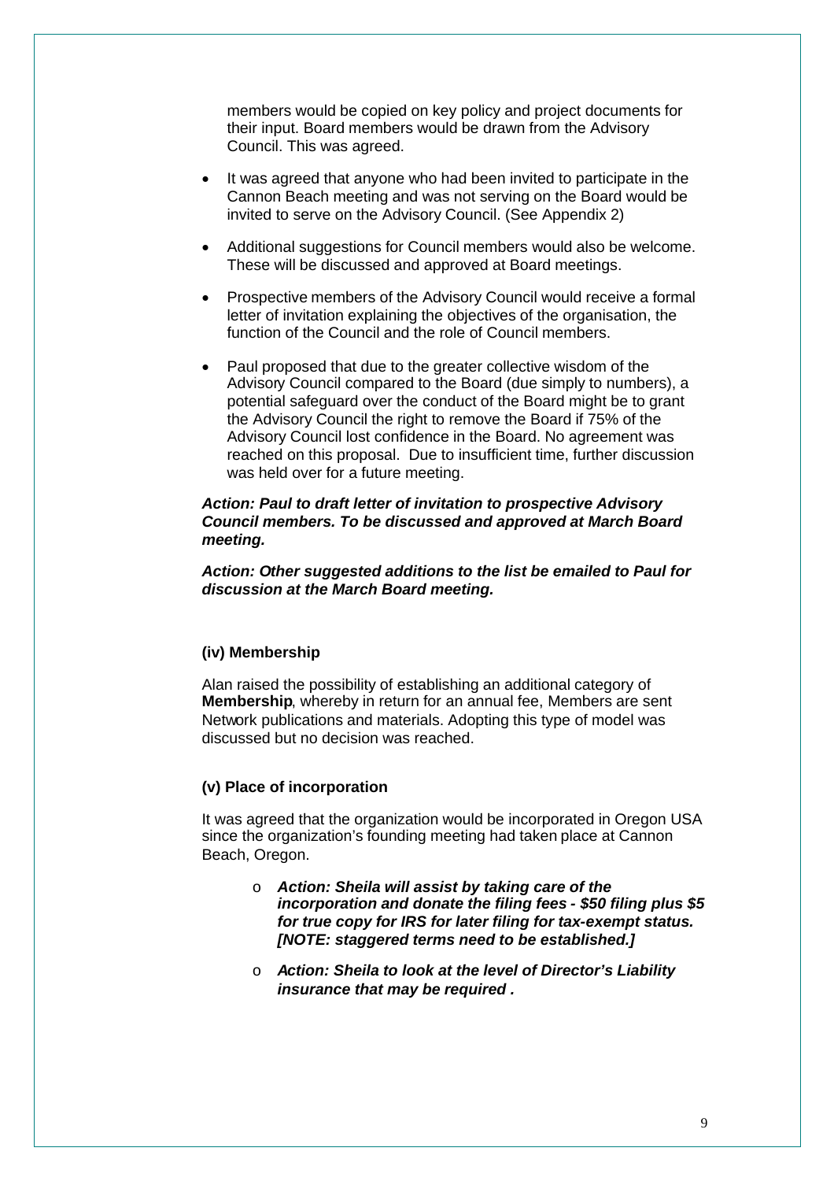members would be copied on key policy and project documents for their input. Board members would be drawn from the Advisory Council. This was agreed.

- It was agreed that anyone who had been invited to participate in the Cannon Beach meeting and was not serving on the Board would be invited to serve on the Advisory Council. (See Appendix 2)
- Additional suggestions for Council members would also be welcome. These will be discussed and approved at Board meetings.
- Prospective members of the Advisory Council would receive a formal letter of invitation explaining the objectives of the organisation, the function of the Council and the role of Council members.
- Paul proposed that due to the greater collective wisdom of the Advisory Council compared to the Board (due simply to numbers), a potential safeguard over the conduct of the Board might be to grant the Advisory Council the right to remove the Board if 75% of the Advisory Council lost confidence in the Board. No agreement was reached on this proposal. Due to insufficient time, further discussion was held over for a future meeting.

***Action: Paul to draft letter of invitation to prospective Advisory Council members. To be discussed and approved at March Board meeting.***

***Action: Other suggested additions to the list be emailed to Paul for discussion at the March Board meeting.***

#### (iv) Membership

Alan raised the possibility of establishing an additional category of **Membership**, whereby in return for an annual fee, Members are sent Network publications and materials. Adopting this type of model was discussed but no decision was reached.

#### (v) Place of incorporation

It was agreed that the organization would be incorporated in Oregon USA since the organization's founding meeting had taken place at Cannon Beach, Oregon.

- ***Action: Sheila will assist by taking care of the incorporation and donate the filing fees - $50 filing plus $5 for true copy for IRS for later filing for tax-exempt status. [NOTE: staggered terms need to be established.]***
- ***Action: Sheila to look at the level of Director's Liability insurance that may be required .***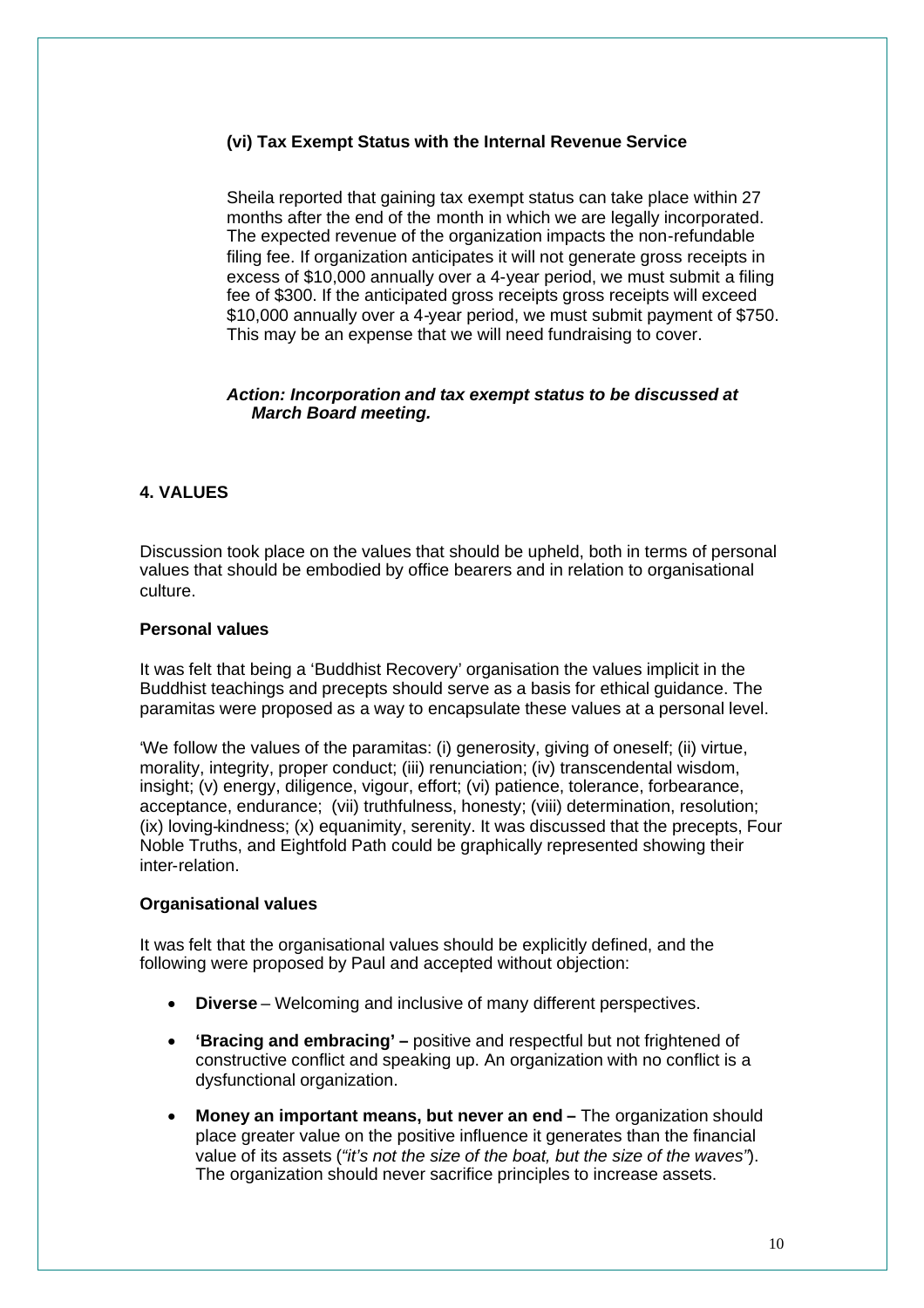### (vi) Tax Exempt Status with the Internal Revenue Service

Sheila reported that gaining tax exempt status can take place within 27 months after the end of the month in which we are legally incorporated. The expected revenue of the organization impacts the non-refundable filing fee. If organization anticipates it will not generate gross receipts in excess of $10,000 annually over a 4-year period, we must submit a filing fee of $300. If the anticipated gross receipts gross receipts will exceed $10,000 annually over a 4-year period, we must submit payment of $750. This may be an expense that we will need fundraising to cover.

***Action: Incorporation and tax exempt status to be discussed at March Board meeting.***

## 4. VALUES

Discussion took place on the values that should be upheld, both in terms of personal values that should be embodied by office bearers and in relation to organisational culture.

**Personal values**

It was felt that being a 'Buddhist Recovery' organisation the values implicit in the Buddhist teachings and precepts should serve as a basis for ethical guidance. The paramitas were proposed as a way to encapsulate these values at a personal level.

'We follow the values of the paramitas: (i) generosity, giving of oneself; (ii) virtue, morality, integrity, proper conduct; (iii) renunciation; (iv) transcendental wisdom, insight; (v) energy, diligence, vigour, effort; (vi) patience, tolerance, forbearance, acceptance, endurance; (vii) truthfulness, honesty; (viii) determination, resolution; (ix) loving-kindness; (x) equanimity, serenity. It was discussed that the precepts, Four Noble Truths, and Eightfold Path could be graphically represented showing their inter-relation.

**Organisational values**

It was felt that the organisational values should be explicitly defined, and the following were proposed by Paul and accepted without objection:

- **Diverse** – Welcoming and inclusive of many different perspectives.
- **'Bracing and embracing' –** positive and respectful but not frightened of constructive conflict and speaking up. An organization with no conflict is a dysfunctional organization.
- **Money an important means, but never an end –** The organization should place greater value on the positive influence it generates than the financial value of its assets (*"it's not the size of the boat, but the size of the waves"*). The organization should never sacrifice principles to increase assets.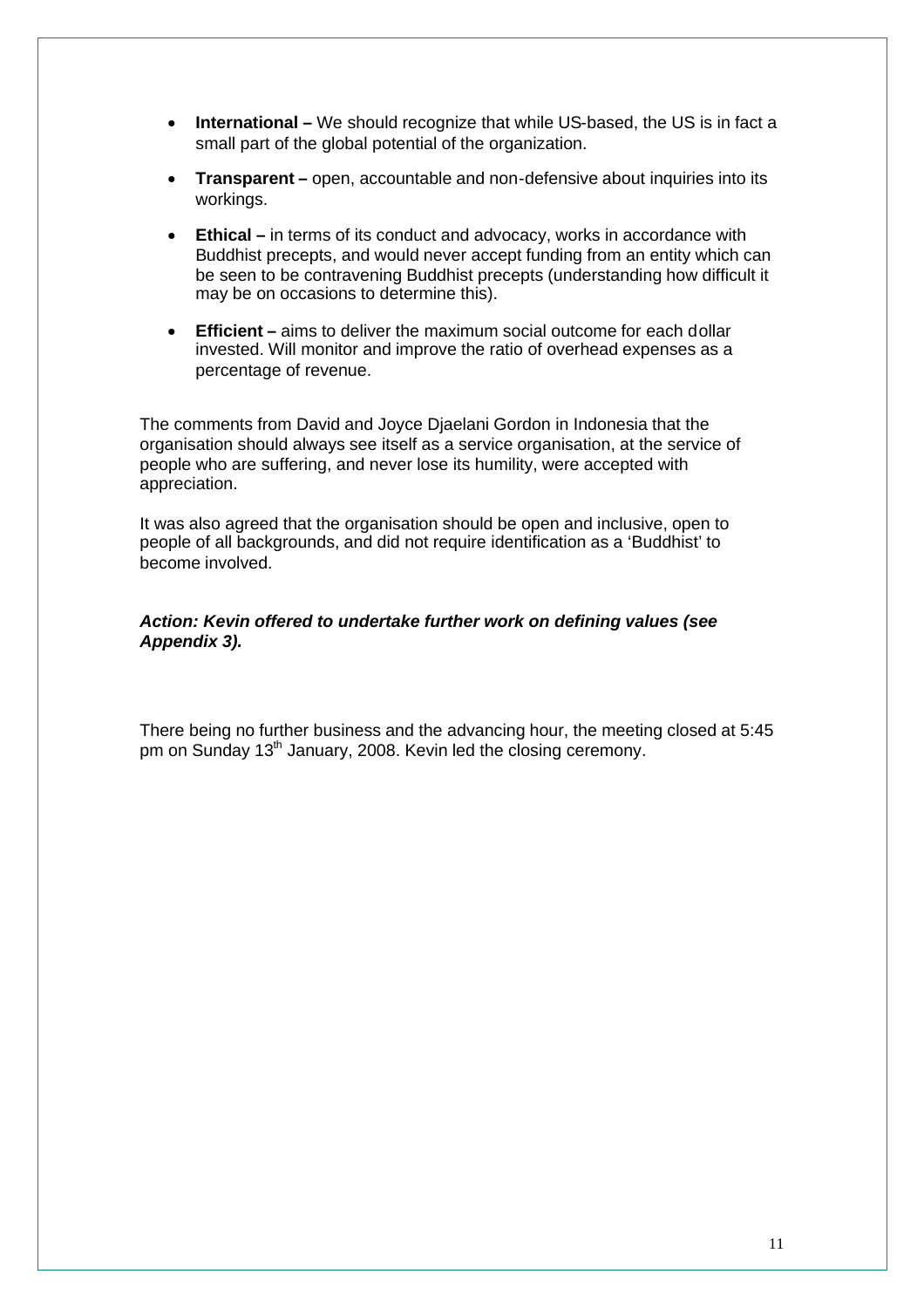- **International –** We should recognize that while US-based, the US is in fact a small part of the global potential of the organization.
- **Transparent –** open, accountable and non-defensive about inquiries into its workings.
- **Ethical –** in terms of its conduct and advocacy, works in accordance with Buddhist precepts, and would never accept funding from an entity which can be seen to be contravening Buddhist precepts (understanding how difficult it may be on occasions to determine this).
- **Efficient –** aims to deliver the maximum social outcome for each dollar invested. Will monitor and improve the ratio of overhead expenses as a percentage of revenue.

The comments from David and Joyce Djaelani Gordon in Indonesia that the organisation should always see itself as a service organisation, at the service of people who are suffering, and never lose its humility, were accepted with appreciation.

It was also agreed that the organisation should be open and inclusive, open to people of all backgrounds, and did not require identification as a 'Buddhist' to become involved.

***Action: Kevin offered to undertake further work on defining values (see Appendix 3).***

There being no further business and the advancing hour, the meeting closed at 5:45 pm on Sunday 13th January, 2008. Kevin led the closing ceremony.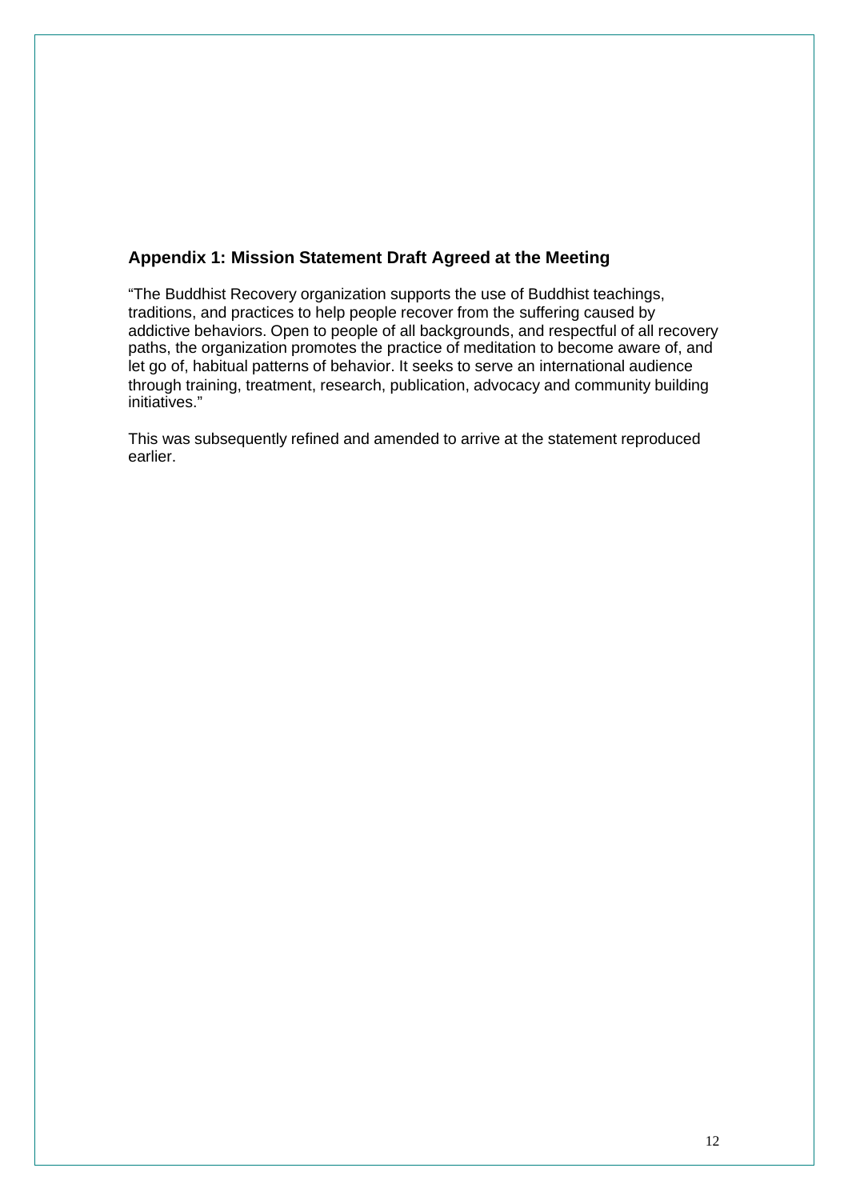## Appendix 1: Mission Statement Draft Agreed at the Meeting

"The Buddhist Recovery organization supports the use of Buddhist teachings, traditions, and practices to help people recover from the suffering caused by addictive behaviors. Open to people of all backgrounds, and respectful of all recovery paths, the organization promotes the practice of meditation to become aware of, and let go of, habitual patterns of behavior. It seeks to serve an international audience through training, treatment, research, publication, advocacy and community building initiatives."

This was subsequently refined and amended to arrive at the statement reproduced earlier.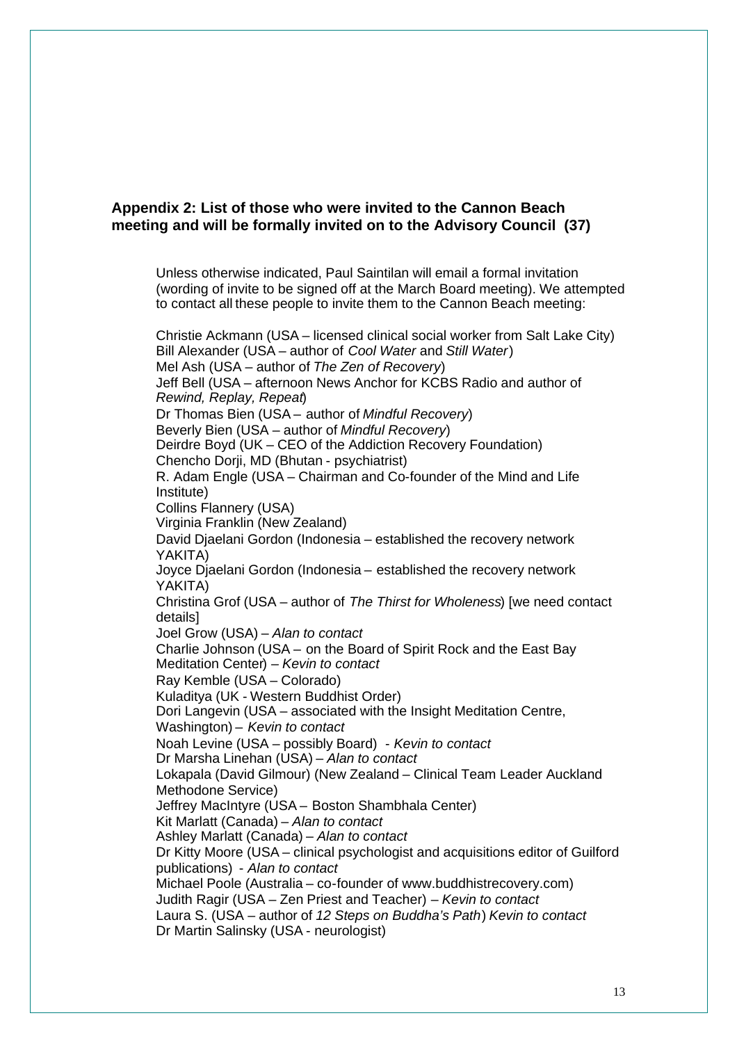## Appendix 2: List of those who were invited to the Cannon Beach meeting and will be formally invited on to the Advisory Council (37)

Unless otherwise indicated, Paul Saintilan will email a formal invitation (wording of invite to be signed off at the March Board meeting). We attempted to contact all these people to invite them to the Cannon Beach meeting:

Christie Ackmann (USA – licensed clinical social worker from Salt Lake City)
Bill Alexander (USA – author of *Cool Water* and *Still Water*)
Mel Ash (USA – author of *The Zen of Recovery*)
Jeff Bell (USA – afternoon News Anchor for KCBS Radio and author of *Rewind, Replay, Repeat*)
Dr Thomas Bien (USA – author of *Mindful Recovery*)
Beverly Bien (USA – author of *Mindful Recovery*)
Deirdre Boyd (UK – CEO of the Addiction Recovery Foundation)
Chencho Dorji, MD (Bhutan - psychiatrist)
R. Adam Engle (USA – Chairman and Co-founder of the Mind and Life Institute)
Collins Flannery (USA)
Virginia Franklin (New Zealand)
David Djaelani Gordon (Indonesia – established the recovery network YAKITA)
Joyce Djaelani Gordon (Indonesia – established the recovery network YAKITA)
Christina Grof (USA – author of *The Thirst for Wholeness*) [we need contact details]
Joel Grow (USA) – *Alan to contact*
Charlie Johnson (USA – on the Board of Spirit Rock and the East Bay Meditation Center) – *Kevin to contact*
Ray Kemble (USA – Colorado)
Kuladitya (UK - Western Buddhist Order)
Dori Langevin (USA – associated with the Insight Meditation Centre, Washington) – *Kevin to contact*
Noah Levine (USA – possibly Board) - *Kevin to contact*
Dr Marsha Linehan (USA) – *Alan to contact*
Lokapala (David Gilmour) (New Zealand – Clinical Team Leader Auckland Methodone Service)
Jeffrey MacIntyre (USA – Boston Shambhala Center)
Kit Marlatt (Canada) – *Alan to contact*
Ashley Marlatt (Canada) – *Alan to contact*
Dr Kitty Moore (USA – clinical psychologist and acquisitions editor of Guilford publications) - *Alan to contact*
Michael Poole (Australia – co-founder of www.buddhistrecovery.com)
Judith Ragir (USA – Zen Priest and Teacher) – *Kevin to contact*
Laura S. (USA – author of *12 Steps on Buddha's Path*) *Kevin to contact*
Dr Martin Salinsky (USA - neurologist)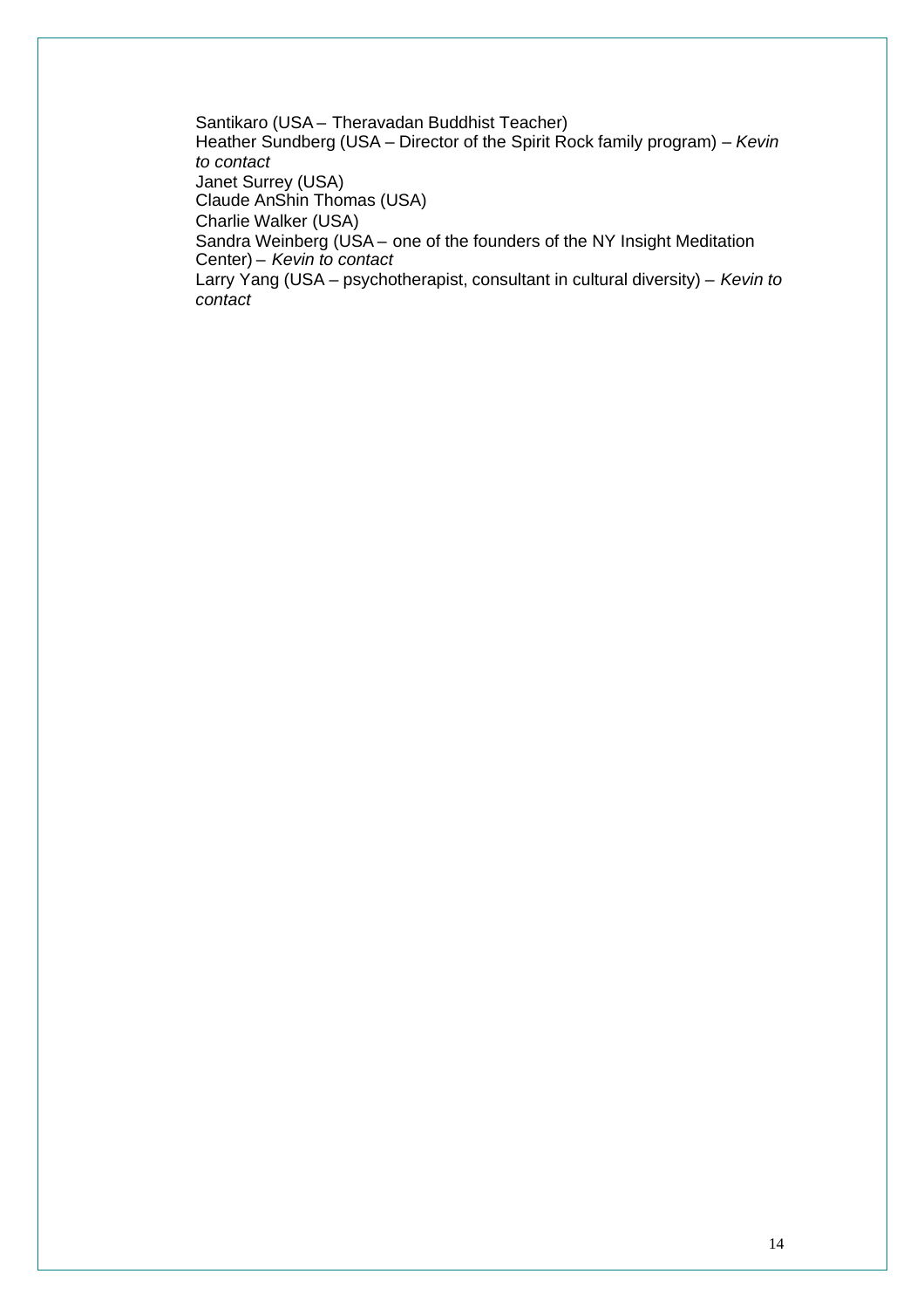Santikaro (USA – Theravadan Buddhist Teacher)
Heather Sundberg (USA – Director of the Spirit Rock family program) – *Kevin to contact*
Janet Surrey (USA)
Claude AnShin Thomas (USA)
Charlie Walker (USA)
Sandra Weinberg (USA – one of the founders of the NY Insight Meditation Center) – *Kevin to contact*
Larry Yang (USA – psychotherapist, consultant in cultural diversity) – *Kevin to contact*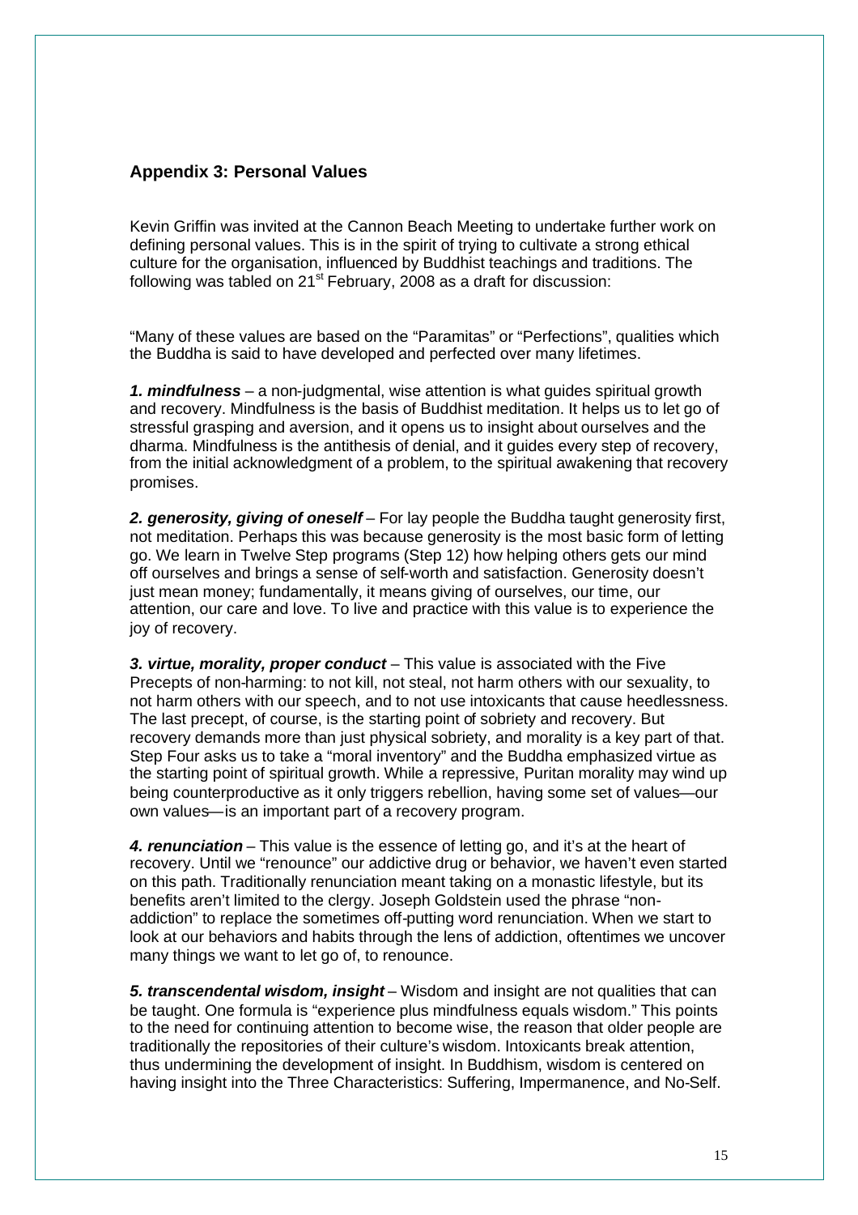## Appendix 3: Personal Values

Kevin Griffin was invited at the Cannon Beach Meeting to undertake further work on defining personal values. This is in the spirit of trying to cultivate a strong ethical culture for the organisation, influenced by Buddhist teachings and traditions. The following was tabled on 21st February, 2008 as a draft for discussion:

"Many of these values are based on the "Paramitas" or "Perfections", qualities which the Buddha is said to have developed and perfected over many lifetimes.

***1. mindfulness*** – a non-judgmental, wise attention is what guides spiritual growth and recovery. Mindfulness is the basis of Buddhist meditation. It helps us to let go of stressful grasping and aversion, and it opens us to insight about ourselves and the dharma. Mindfulness is the antithesis of denial, and it guides every step of recovery, from the initial acknowledgment of a problem, to the spiritual awakening that recovery promises.

***2. generosity, giving of oneself*** – For lay people the Buddha taught generosity first, not meditation. Perhaps this was because generosity is the most basic form of letting go. We learn in Twelve Step programs (Step 12) how helping others gets our mind off ourselves and brings a sense of self-worth and satisfaction. Generosity doesn't just mean money; fundamentally, it means giving of ourselves, our time, our attention, our care and love. To live and practice with this value is to experience the joy of recovery.

***3. virtue, morality, proper conduct*** – This value is associated with the Five Precepts of non-harming: to not kill, not steal, not harm others with our sexuality, to not harm others with our speech, and to not use intoxicants that cause heedlessness. The last precept, of course, is the starting point of sobriety and recovery. But recovery demands more than just physical sobriety, and morality is a key part of that. Step Four asks us to take a "moral inventory" and the Buddha emphasized virtue as the starting point of spiritual growth. While a repressive, Puritan morality may wind up being counterproductive as it only triggers rebellion, having some set of values—our own values—is an important part of a recovery program.

***4. renunciation*** – This value is the essence of letting go, and it's at the heart of recovery. Until we "renounce" our addictive drug or behavior, we haven't even started on this path. Traditionally renunciation meant taking on a monastic lifestyle, but its benefits aren't limited to the clergy. Joseph Goldstein used the phrase "non-addiction" to replace the sometimes off-putting word renunciation. When we start to look at our behaviors and habits through the lens of addiction, oftentimes we uncover many things we want to let go of, to renounce.

***5. transcendental wisdom, insight*** – Wisdom and insight are not qualities that can be taught. One formula is "experience plus mindfulness equals wisdom." This points to the need for continuing attention to become wise, the reason that older people are traditionally the repositories of their culture's wisdom. Intoxicants break attention, thus undermining the development of insight. In Buddhism, wisdom is centered on having insight into the Three Characteristics: Suffering, Impermanence, and No-Self.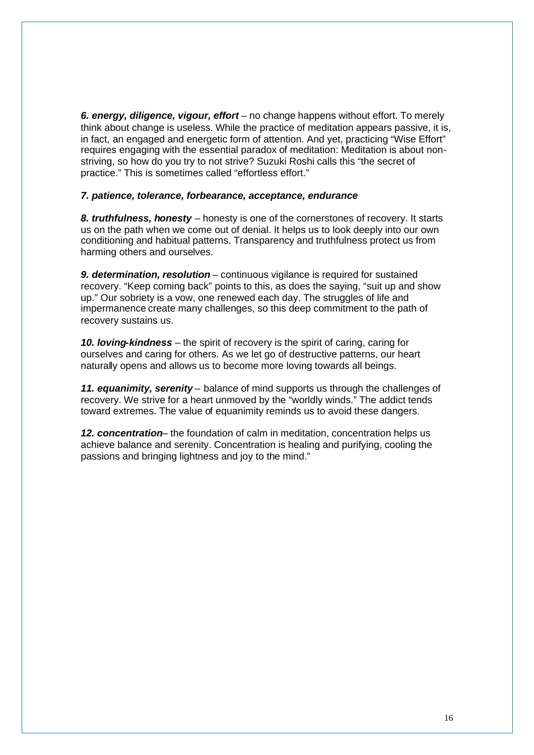***6. energy, diligence, vigour, effort*** – no change happens without effort. To merely think about change is useless. While the practice of meditation appears passive, it is, in fact, an engaged and energetic form of attention. And yet, practicing "Wise Effort" requires engaging with the essential paradox of meditation: Meditation is about non-striving, so how do you try to not strive? Suzuki Roshi calls this "the secret of practice." This is sometimes called "effortless effort."

***7. patience, tolerance, forbearance, acceptance, endurance***

***8. truthfulness, honesty*** – honesty is one of the cornerstones of recovery. It starts us on the path when we come out of denial. It helps us to look deeply into our own conditioning and habitual patterns. Transparency and truthfulness protect us from harming others and ourselves.

***9. determination, resolution*** – continuous vigilance is required for sustained recovery. "Keep coming back" points to this, as does the saying, "suit up and show up." Our sobriety is a vow, one renewed each day. The struggles of life and impermanence create many challenges, so this deep commitment to the path of recovery sustains us.

***10. loving-kindness*** – the spirit of recovery is the spirit of caring, caring for ourselves and caring for others. As we let go of destructive patterns, our heart naturally opens and allows us to become more loving towards all beings.

***11. equanimity, serenity*** – balance of mind supports us through the challenges of recovery. We strive for a heart unmoved by the "worldly winds." The addict tends toward extremes. The value of equanimity reminds us to avoid these dangers.

***12. concentration***– the foundation of calm in meditation, concentration helps us achieve balance and serenity. Concentration is healing and purifying, cooling the passions and bringing lightness and joy to the mind."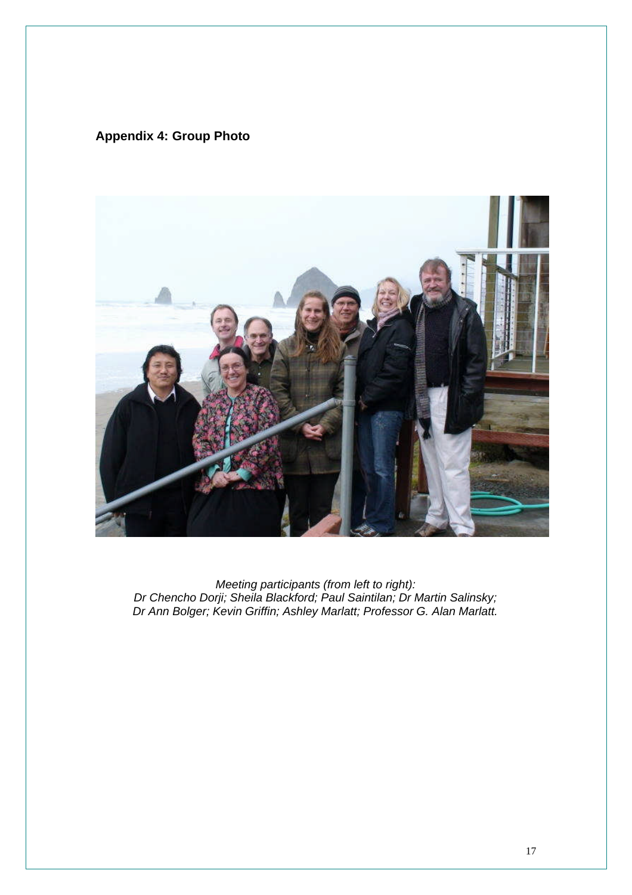## Appendix 4: Group Photo

*Meeting participants (from left to right):*
*Dr Chencho Dorji; Sheila Blackford; Paul Saintilan; Dr Martin Salinsky; Dr Ann Bolger; Kevin Griffin; Ashley Marlatt; Professor G. Alan Marlatt.*